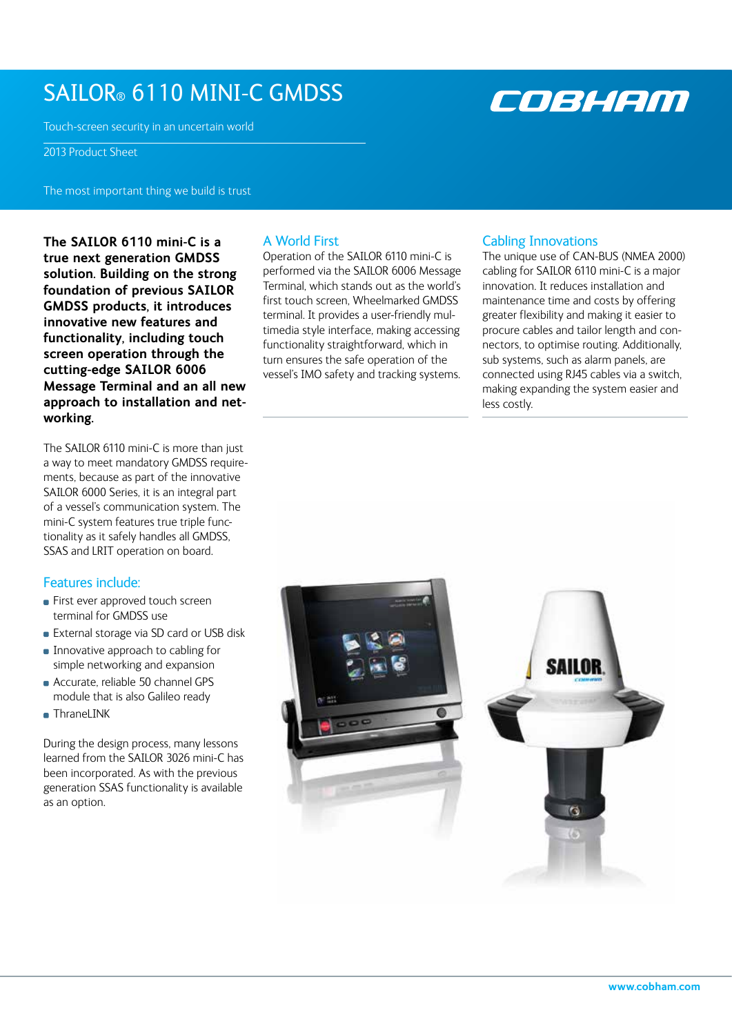# SAILOR® 6110 MINI-C GMDSS

Touch-screen security in an uncertain world

2013 Product Sheet

The most important thing we build is trust

**The SAILOR 6110 mini-C is a true next generation GMDSS solution. Building on the strong foundation of previous SAILOR GMDSS products, it introduces innovative new features and functionality, including touch screen operation through the cutting-edge SAILOR 6006 Message Terminal and an all new approach to installation and networking.**

The SAILOR 6110 mini-C is more than just a way to meet mandatory GMDSS requirements, because as part of the innovative SAILOR 6000 Series, it is an integral part of a vessel's communication system. The mini-C system features true triple functionality as it safely handles all GMDSS, SSAS and LRIT operation on board.

## Features include:

- First ever approved touch screen terminal for GMDSS use
- External storage via SD card or USB disk
- Innovative approach to cabling for simple networking and expansion
- Accurate, reliable 50 channel GPS module that is also Galileo ready
- ThraneLINK

During the design process, many lessons learned from the SAILOR 3026 mini-C has been incorporated. As with the previous generation SSAS functionality is available as an option.

## A World First

Operation of the SAILOR 6110 mini-C is performed via the SAILOR 6006 Message Terminal, which stands out as the world's first touch screen, Wheelmarked GMDSS terminal. It provides a user-friendly multimedia style interface, making accessing functionality straightforward, which in turn ensures the safe operation of the vessel's IMO safety and tracking systems.

## Cabling Innovations

The unique use of CAN-BUS (NMEA 2000) cabling for SAILOR 6110 mini-C is a major innovation. It reduces installation and maintenance time and costs by offering greater flexibility and making it easier to procure cables and tailor length and connectors, to optimise routing. Additionally, sub systems, such as alarm panels, are connected using RJ45 cables via a switch, making expanding the system easier and less costly.

www.cobham.com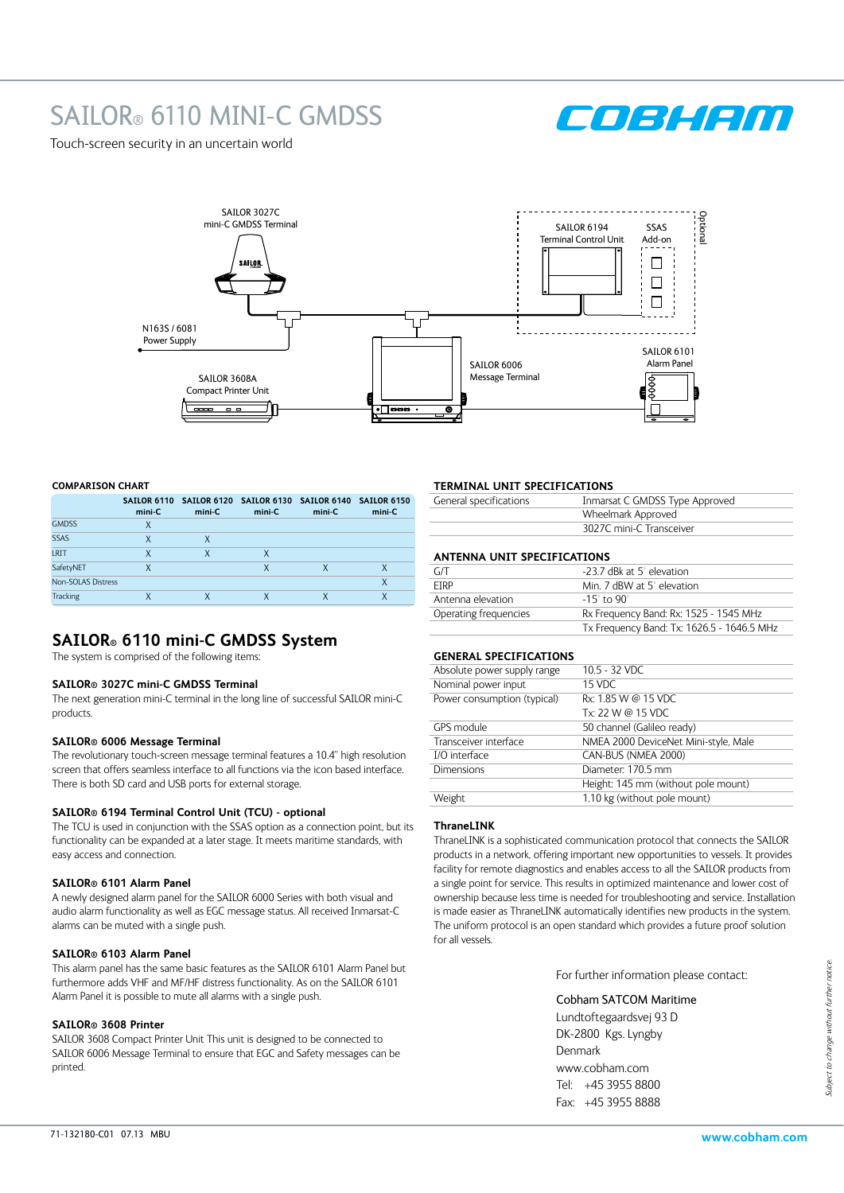# SAILOR® 6110 MINI-C GMDSS

Touch-screen security in an uncertain world

COBHAM

SAILOR 3027C
mini-C GMDSS Terminal

N163S / 6081
Power Supply

SAILOR 3608A
Compact Printer Unit

SAILOR 6006
Message Terminal

SAILOR 6194
Terminal Control Unit

SSAS
Add-on

Optional

SAILOR 6101
Alarm Panel

**COMPARISON CHART**

| | SAILOR 6110 mini-C | SAILOR 6120 mini-C | SAILOR 6130 mini-C | SAILOR 6140 mini-C | SAILOR 6150 mini-C |
|---|---|---|---|---|---|
| GMDSS | X | | | | |
| SSAS | X | X | | | |
| LRIT | X | X | X | | |
| SafetyNET | X | | X | X | X |
| Non-SOLAS Distress | | | | | X |
| Tracking | X | X | X | X | X |

## SAILOR® 6110 mini-C GMDSS System

The system is comprised of the following items:

### SAILOR® 3027C mini-C GMDSS Terminal

The next generation mini-C terminal in the long line of successful SAILOR mini-C products.

### SAILOR® 6006 Message Terminal

The revolutionary touch-screen message terminal features a 10.4" high resolution screen that offers seamless interface to all functions via the icon based interface. There is both SD card and USB ports for external storage.

### SAILOR® 6194 Terminal Control Unit (TCU) - optional

The TCU is used in conjunction with the SSAS option as a connection point, but its functionality can be expanded at a later stage. It meets maritime standards, with easy access and connection.

### SAILOR® 6101 Alarm Panel

A newly designed alarm panel for the SAILOR 6000 Series with both visual and audio alarm functionality as well as EGC message status. All received Inmarsat-C alarms can be muted with a single push.

### SAILOR® 6103 Alarm Panel

This alarm panel has the same basic features as the SAILOR 6101 Alarm Panel but furthermore adds VHF and MF/HF distress functionality. As on the SAILOR 6101 Alarm Panel it is possible to mute all alarms with a single push.

### SAILOR® 3608 Printer

SAILOR 3608 Compact Printer Unit This unit is designed to be connected to SAILOR 6006 Message Terminal to ensure that EGC and Safety messages can be printed.

**TERMINAL UNIT SPECIFICATIONS**

| | |
|---|---|
| General specifications | Inmarsat C GMDSS Type Approved |
| | Wheelmark Approved |
| | 3027C mini-C Transceiver |

**ANTENNA UNIT SPECIFICATIONS**

| | |
|---|---|
| G/T | -23.7 dBk at 5° elevation |
| EIRP | Min. 7 dBW at 5° elevation |
| Antenna elevation | -15° to 90° |
| Operating frequencies | Rx Frequency Band: Rx: 1525 - 1545 MHz |
| | Tx Frequency Band: Tx: 1626.5 - 1646.5 MHz |

**GENERAL SPECIFICATIONS**

| | |
|---|---|
| Absolute power supply range | 10.5 - 32 VDC |
| Nominal power input | 15 VDC |
| Power consumption (typical) | Rx: 1.85 W @ 15 VDC |
| | Tx: 22 W @ 15 VDC |
| GPS module | 50 channel (Galileo ready) |
| Transceiver interface | NMEA 2000 DeviceNet Mini-style, Male |
| I/O interface | CAN-BUS (NMEA 2000) |
| Dimensions | Diameter: 170.5 mm |
| | Height: 145 mm (without pole mount) |
| Weight | 1.10 kg (without pole mount) |

**ThraneLINK**

ThraneLINK is a sophisticated communication protocol that connects the SAILOR products in a network, offering important new opportunities to vessels. It provides facility for remote diagnostics and enables access to all the SAILOR products from a single point for service. This results in optimized maintenance and lower cost of ownership because less time is needed for troubleshooting and service. Installation is made easier as ThraneLINK automatically identifies new products in the system. The uniform protocol is an open standard which provides a future proof solution for all vessels.

For further information please contact:

Cobham SATCOM Maritime
Lundtoftegaardsvej 93 D
DK-2800 Kgs. Lyngby
Denmark
www.cobham.com
Tel: +45 3955 8800
Fax: +45 3955 8888

*Subject to change without further notice.*

71-132180-C01 07.13 MBU

www.cobham.com